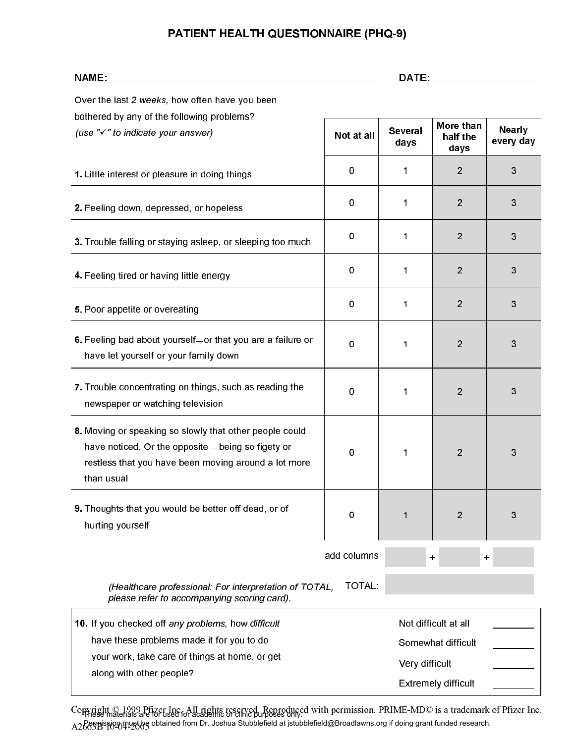# PATIENT HEALTH QUESTIONNAIRE (PHQ-9)

**NAME:** ____________________ **DATE:** ____________

Over the last *2 weeks,* how often have you been bothered by any of the following problems?
*(use "✓" to indicate your answer)*

| | Not at all | Several days | More than half the days | Nearly every day |
|---|---|---|---|---|
| **1.** Little interest or pleasure in doing things | 0 | 1 | 2 | 3 |
| **2.** Feeling down, depressed, or hopeless | 0 | 1 | 2 | 3 |
| **3.** Trouble falling or staying asleep, or sleeping too much | 0 | 1 | 2 | 3 |
| **4.** Feeling tired or having little energy | 0 | 1 | 2 | 3 |
| **5.** Poor appetite or overeating | 0 | 1 | 2 | 3 |
| **6.** Feeling bad about yourself—or that you are a failure or have let yourself or your family down | 0 | 1 | 2 | 3 |
| **7.** Trouble concentrating on things, such as reading the newspaper or watching television | 0 | 1 | 2 | 3 |
| **8.** Moving or speaking so slowly that other people could have noticed. Or the opposite — being so figety or restless that you have been moving around a lot more than usual | 0 | 1 | 2 | 3 |
| **9.** Thoughts that you would be better off dead, or of hurting yourself | 0 | 1 | 2 | 3 |
| add columns | | ____ + | ____ + | ____ |
| TOTAL: | | | | ____ |

*(Healthcare professional: For interpretation of TOTAL, please refer to accompanying scoring card).*

**10.** If you checked off *any problems,* how *difficult* have these problems made it for you to do your work, take care of things at home, or get along with other people?

- Not difficult at all ________
- Somewhat difficult ________
- Very difficult ________
- Extremely difficult ________

Copyright © 1999 Pfizer Inc. All rights reserved. Reproduced with permission. PRIME-MD© is a trademark of Pfizer Inc.
A2663B 10-04-2005

These materials are for used for academic or clinic purposes only.
Permission must be obtained from Dr. Joshua Stubblefield at jstubblefield@Broadlawns.org if doing grant funded research.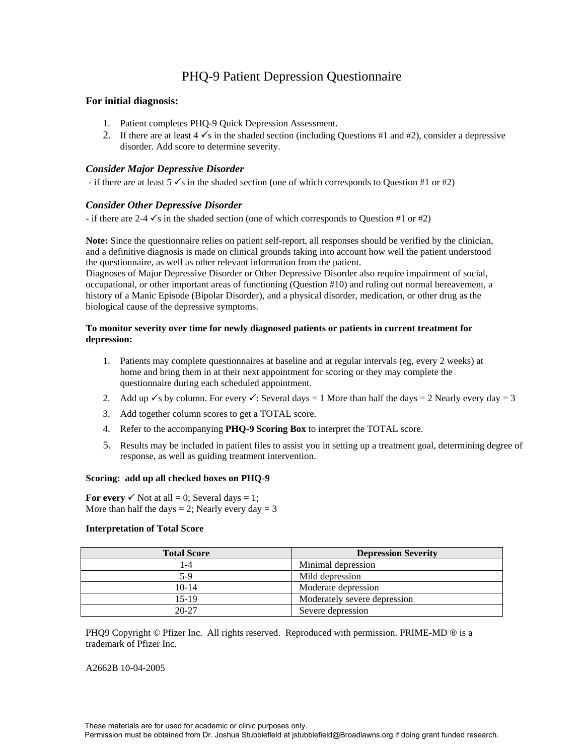# PHQ-9 Patient Depression Questionnaire

**For initial diagnosis:**

1. Patient completes PHQ-9 Quick Depression Assessment.
2. If there are at least 4 ✓s in the shaded section (including Questions #1 and #2), consider a depressive disorder. Add score to determine severity.

***Consider Major Depressive Disorder***

- if there are at least 5 ✓s in the shaded section (one of which corresponds to Question #1 or #2)

***Consider Other Depressive Disorder***

- if there are 2-4 ✓s in the shaded section (one of which corresponds to Question #1 or #2)

**Note:** Since the questionnaire relies on patient self-report, all responses should be verified by the clinician, and a definitive diagnosis is made on clinical grounds taking into account how well the patient understood the questionnaire, as well as other relevant information from the patient.
Diagnoses of Major Depressive Disorder or Other Depressive Disorder also require impairment of social, occupational, or other important areas of functioning (Question #10) and ruling out normal bereavement, a history of a Manic Episode (Bipolar Disorder), and a physical disorder, medication, or other drug as the biological cause of the depressive symptoms.

**To monitor severity over time for newly diagnosed patients or patients in current treatment for depression:**

1. Patients may complete questionnaires at baseline and at regular intervals (eg, every 2 weeks) at home and bring them in at their next appointment for scoring or they may complete the questionnaire during each scheduled appointment.
2. Add up ✓s by column. For every ✓: Several days = 1 More than half the days = 2 Nearly every day = 3
3. Add together column scores to get a TOTAL score.
4. Refer to the accompanying **PHQ-9 Scoring Box** to interpret the TOTAL score.
5. Results may be included in patient files to assist you in setting up a treatment goal, determining degree of response, as well as guiding treatment intervention.

**Scoring: add up all checked boxes on PHQ-9**

**For every** ✓ Not at all = 0; Several days = 1;
More than half the days = 2; Nearly every day = 3

**Interpretation of Total Score**

| Total Score | Depression Severity |
|---|---|
| 1-4 | Minimal depression |
| 5-9 | Mild depression |
| 10-14 | Moderate depression |
| 15-19 | Moderately severe depression |
| 20-27 | Severe depression |

PHQ9 Copyright © Pfizer Inc. All rights reserved. Reproduced with permission. PRIME-MD ® is a trademark of Pfizer Inc.

A2662B 10-04-2005

These materials are for used for academic or clinic purposes only.
Permission must be obtained from Dr. Joshua Stubblefield at jstubblefield@Broadlawns.org if doing grant funded research.